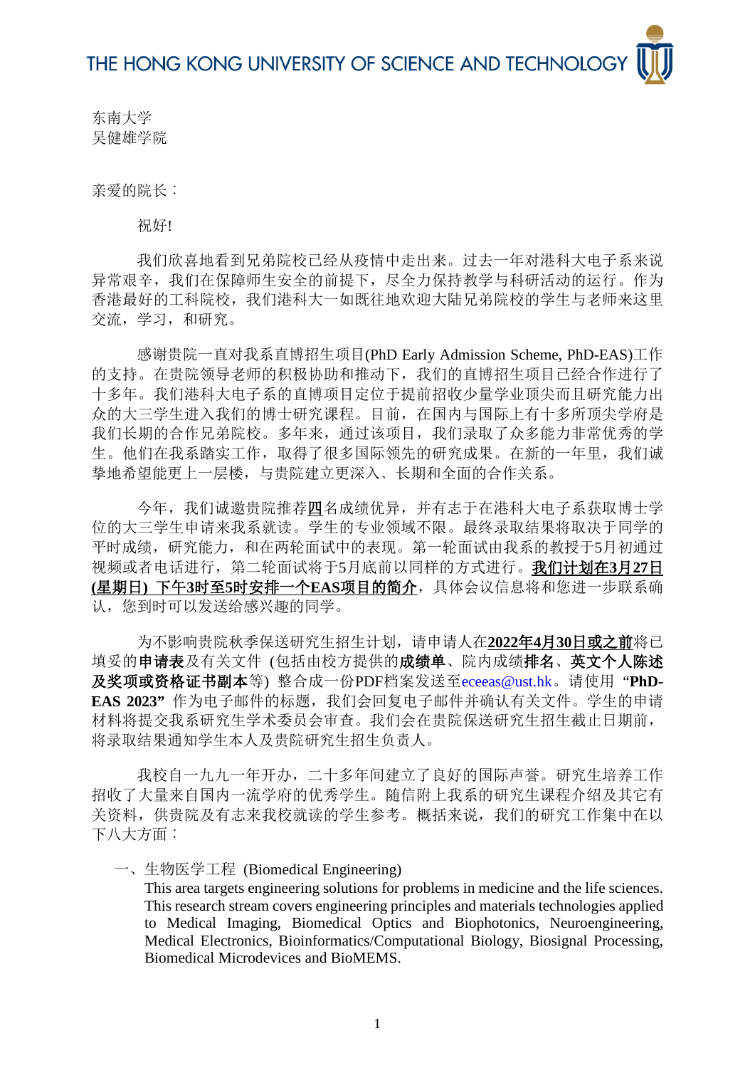THE HONG KONG UNIVERSITY OF SCIENCE AND TECHNOLOGY

东南大学
吴健雄学院

亲爱的院长：

祝好!

我们欣喜地看到兄弟院校已经从疫情中走出来。过去一年对港科大电子系来说异常艰辛，我们在保障师生安全的前提下，尽全力保持教学与科研活动的运行。作为香港最好的工科院校，我们港科大一如既往地欢迎大陆兄弟院校的学生与老师来这里交流，学习，和研究。

感谢贵院一直对我系直博招生项目(PhD Early Admission Scheme, PhD-EAS)工作的支持。在贵院领导老师的积极协助和推动下，我们的直博招生项目已经合作进行了十多年。我们港科大电子系的直博项目定位于提前招收少量学业顶尖而且研究能力出众的大三学生进入我们的博士研究课程。目前，在国内与国际上有十多所顶尖学府是我们长期的合作兄弟院校。多年来，通过该项目，我们录取了众多能力非常优秀的学生。他们在我系踏实工作，取得了很多国际领先的研究成果。在新的一年里，我们诚挚地希望能更上一层楼，与贵院建立更深入、长期和全面的合作关系。

今年，我们诚邀贵院推荐<u>四</u>名成绩优异，并有志于在港科大电子系获取博士学位的大三学生申请来我系就读。学生的专业领域不限。最终录取结果将取决于同学的平时成绩，研究能力，和在两轮面试中的表现。第一轮面试由我系的教授于5月初通过视频或者电话进行，第二轮面试将于5月底前以同样的方式进行。<u>**我们计划在3月27日(星期日) 下午3时至5时安排一个EAS项目的简介**</u>，具体会议信息将和您进一步联系确认，您到时可以发送给感兴趣的同学。

为不影响贵院秋季保送研究生招生计划，请申请人在<u>**2022年4月30日或之前**</u>将已填妥的**申请表**及有关文件 (包括由校方提供的**成绩单**、院内成绩**排名**、**英文个人陈述及奖项或资格证书副本**等) 整合成一份PDF档案发送至eceeas@ust.hk。请使用 "**PhD-EAS 2023**" 作为电子邮件的标题，我们会回复电子邮件并确认有关文件。学生的申请材料将提交我系研究生学术委员会审查。我们会在贵院保送研究生招生截止日期前，将录取结果通知学生本人及贵院研究生招生负责人。

我校自一九九一年开办，二十多年间建立了良好的国际声誉。研究生培养工作招收了大量来自国内一流学府的优秀学生。随信附上我系的研究生课程介绍及其它有关资料，供贵院及有志来我校就读的学生参考。概括来说，我们的研究工作集中在以下八大方面：

一、生物医学工程 (Biomedical Engineering)
This area targets engineering solutions for problems in medicine and the life sciences. This research stream covers engineering principles and materials technologies applied to Medical Imaging, Biomedical Optics and Biophotonics, Neuroengineering, Medical Electronics, Bioinformatics/Computational Biology, Biosignal Processing, Biomedical Microdevices and BioMEMS.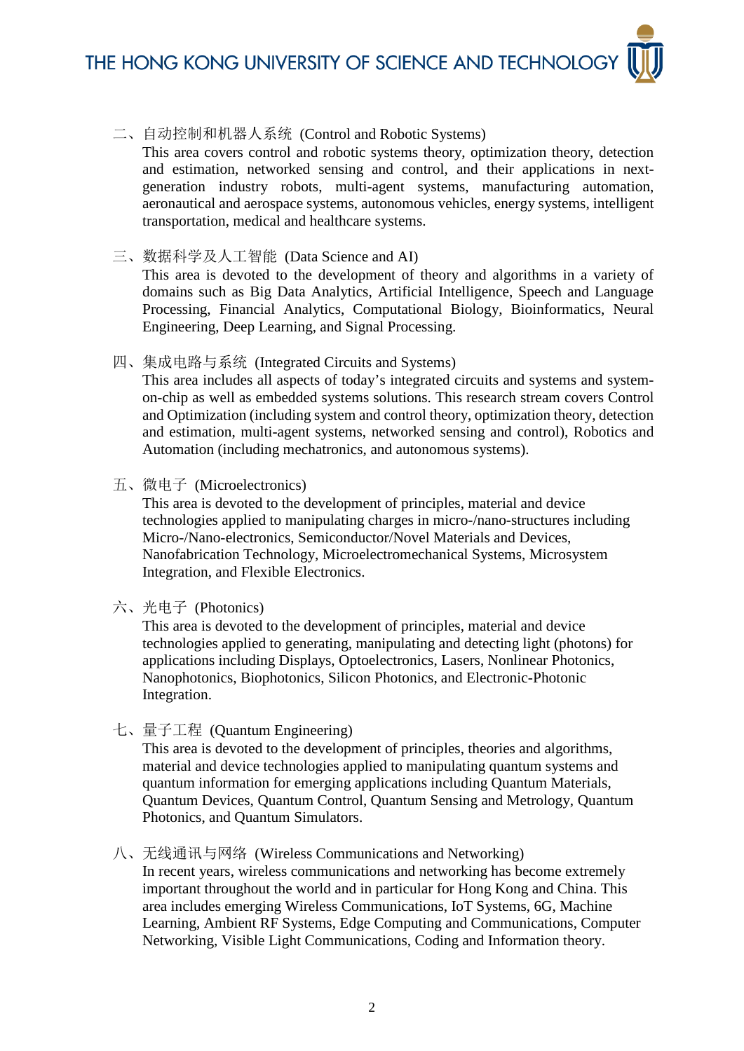二、自动控制和机器人系统 (Control and Robotic Systems)

This area covers control and robotic systems theory, optimization theory, detection and estimation, networked sensing and control, and their applications in next-generation industry robots, multi-agent systems, manufacturing automation, aeronautical and aerospace systems, autonomous vehicles, energy systems, intelligent transportation, medical and healthcare systems.

三、数据科学及人工智能 (Data Science and AI)

This area is devoted to the development of theory and algorithms in a variety of domains such as Big Data Analytics, Artificial Intelligence, Speech and Language Processing, Financial Analytics, Computational Biology, Bioinformatics, Neural Engineering, Deep Learning, and Signal Processing.

四、集成电路与系统 (Integrated Circuits and Systems)

This area includes all aspects of today's integrated circuits and systems and system-on-chip as well as embedded systems solutions. This research stream covers Control and Optimization (including system and control theory, optimization theory, detection and estimation, multi-agent systems, networked sensing and control), Robotics and Automation (including mechatronics, and autonomous systems).

五、微电子 (Microelectronics)

This area is devoted to the development of principles, material and device technologies applied to manipulating charges in micro-/nano-structures including Micro-/Nano-electronics, Semiconductor/Novel Materials and Devices, Nanofabrication Technology, Microelectromechanical Systems, Microsystem Integration, and Flexible Electronics.

六、光电子 (Photonics)

This area is devoted to the development of principles, material and device technologies applied to generating, manipulating and detecting light (photons) for applications including Displays, Optoelectronics, Lasers, Nonlinear Photonics, Nanophotonics, Biophotonics, Silicon Photonics, and Electronic-Photonic Integration.

七、量子工程 (Quantum Engineering)

This area is devoted to the development of principles, theories and algorithms, material and device technologies applied to manipulating quantum systems and quantum information for emerging applications including Quantum Materials, Quantum Devices, Quantum Control, Quantum Sensing and Metrology, Quantum Photonics, and Quantum Simulators.

八、无线通讯与网络 (Wireless Communications and Networking)

In recent years, wireless communications and networking has become extremely important throughout the world and in particular for Hong Kong and China. This area includes emerging Wireless Communications, IoT Systems, 6G, Machine Learning, Ambient RF Systems, Edge Computing and Communications, Computer Networking, Visible Light Communications, Coding and Information theory.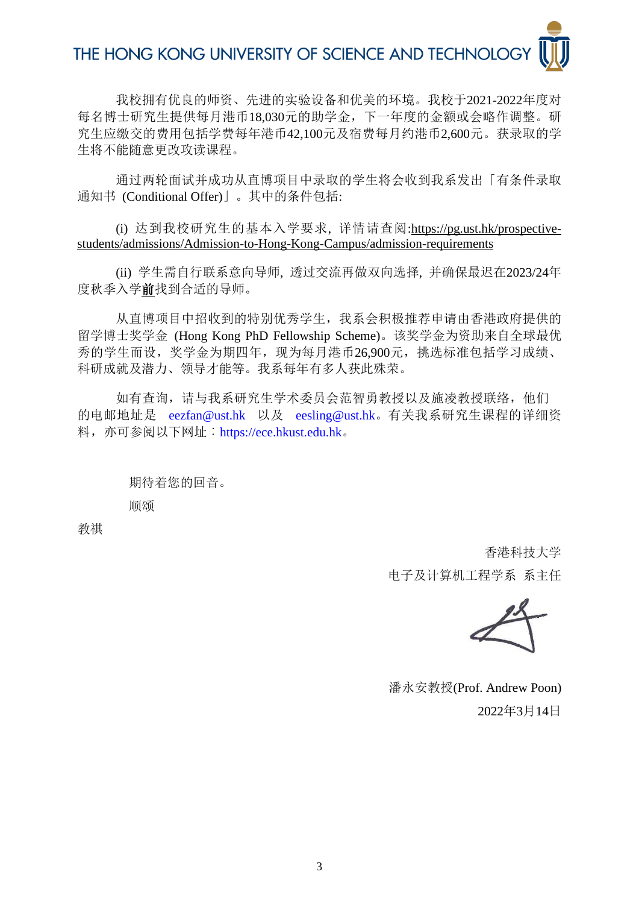我校拥有优良的师资、先进的实验设备和优美的环境。我校于2021-2022年度对每名博士研究生提供每月港币18,030元的助学金，下一年度的金额或会略作调整。研究生应缴交的费用包括学费每年港币42,100元及宿费每月约港币2,600元。获录取的学生将不能随意更改攻读课程。

通过两轮面试并成功从直博项目中录取的学生将会收到我系发出「有条件录取通知书 (Conditional Offer)」。其中的条件包括:

(i) 达到我校研究生的基本入学要求，详情请查阅:https://pg.ust.hk/prospective-students/admissions/Admission-to-Hong-Kong-Campus/admission-requirements

(ii) 学生需自行联系意向导师，透过交流再做双向选择，并确保最迟在2023/24年度秋季入学**前**找到合适的导师。

从直博项目中招收到的特别优秀学生，我系会积极推荐申请由香港政府提供的留学博士奖学金 (Hong Kong PhD Fellowship Scheme)。该奖学金为资助来自全球最优秀的学生而设，奖学金为期四年，现为每月港币26,900元，挑选标准包括学习成绩、科研成就及潜力、领导才能等。我系每年有多人获此殊荣。

如有查询，请与我系研究生学术委员会范智勇教授以及施凌教授联络，他们的电邮地址是 eezfan@ust.hk 以及 eesling@ust.hk。有关我系研究生课程的详细资料，亦可参阅以下网址：https://ece.hkust.edu.hk。

期待着您的回音。

顺颂

教祺

香港科技大学

电子及计算机工程学系 系主任

潘永安教授(Prof. Andrew Poon)

2022年3月14日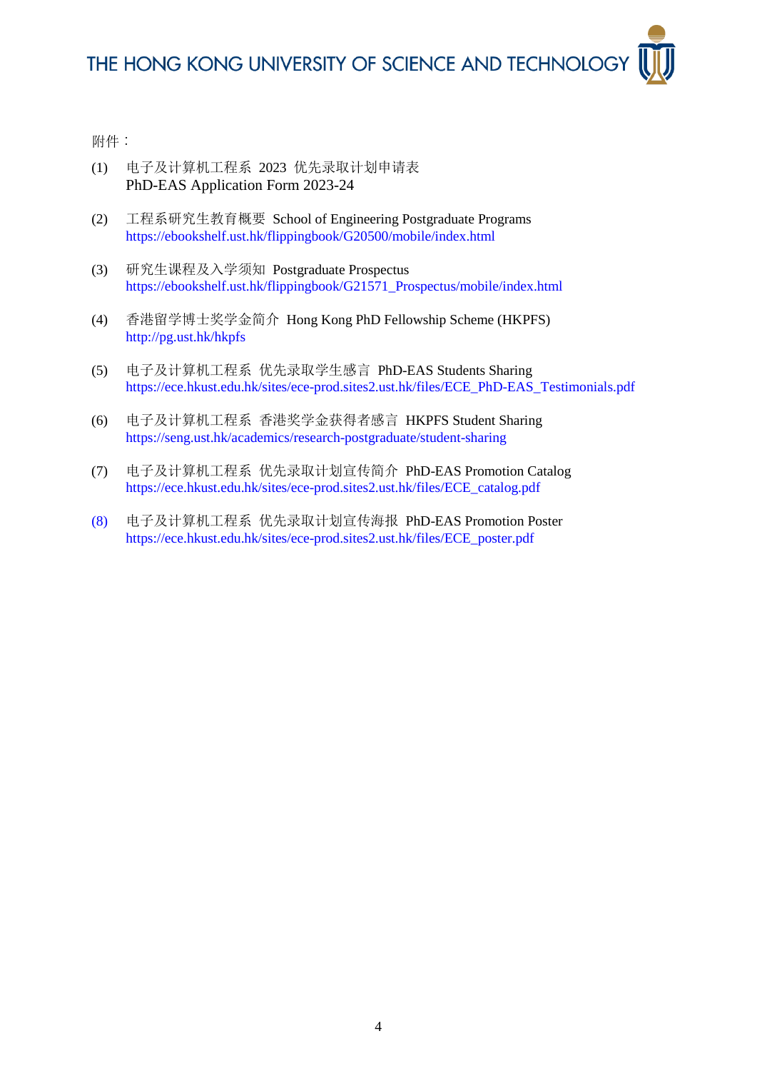附件：

(1) 电子及计算机工程系 2023 优先录取计划申请表
PhD-EAS Application Form 2023-24

(2) 工程系研究生教育概要 School of Engineering Postgraduate Programs
https://ebookshelf.ust.hk/flippingbook/G20500/mobile/index.html

(3) 研究生课程及入学须知 Postgraduate Prospectus
https://ebookshelf.ust.hk/flippingbook/G21571_Prospectus/mobile/index.html

(4) 香港留学博士奖学金简介 Hong Kong PhD Fellowship Scheme (HKPFS)
http://pg.ust.hk/hkpfs

(5) 电子及计算机工程系 优先录取学生感言 PhD-EAS Students Sharing
https://ece.hkust.edu.hk/sites/ece-prod.sites2.ust.hk/files/ECE_PhD-EAS_Testimonials.pdf

(6) 电子及计算机工程系 香港奖学金获得者感言 HKPFS Student Sharing
https://seng.ust.hk/academics/research-postgraduate/student-sharing

(7) 电子及计算机工程系 优先录取计划宣传简介 PhD-EAS Promotion Catalog
https://ece.hkust.edu.hk/sites/ece-prod.sites2.ust.hk/files/ECE_catalog.pdf

(8) 电子及计算机工程系 优先录取计划宣传海报 PhD-EAS Promotion Poster
https://ece.hkust.edu.hk/sites/ece-prod.sites2.ust.hk/files/ECE_poster.pdf